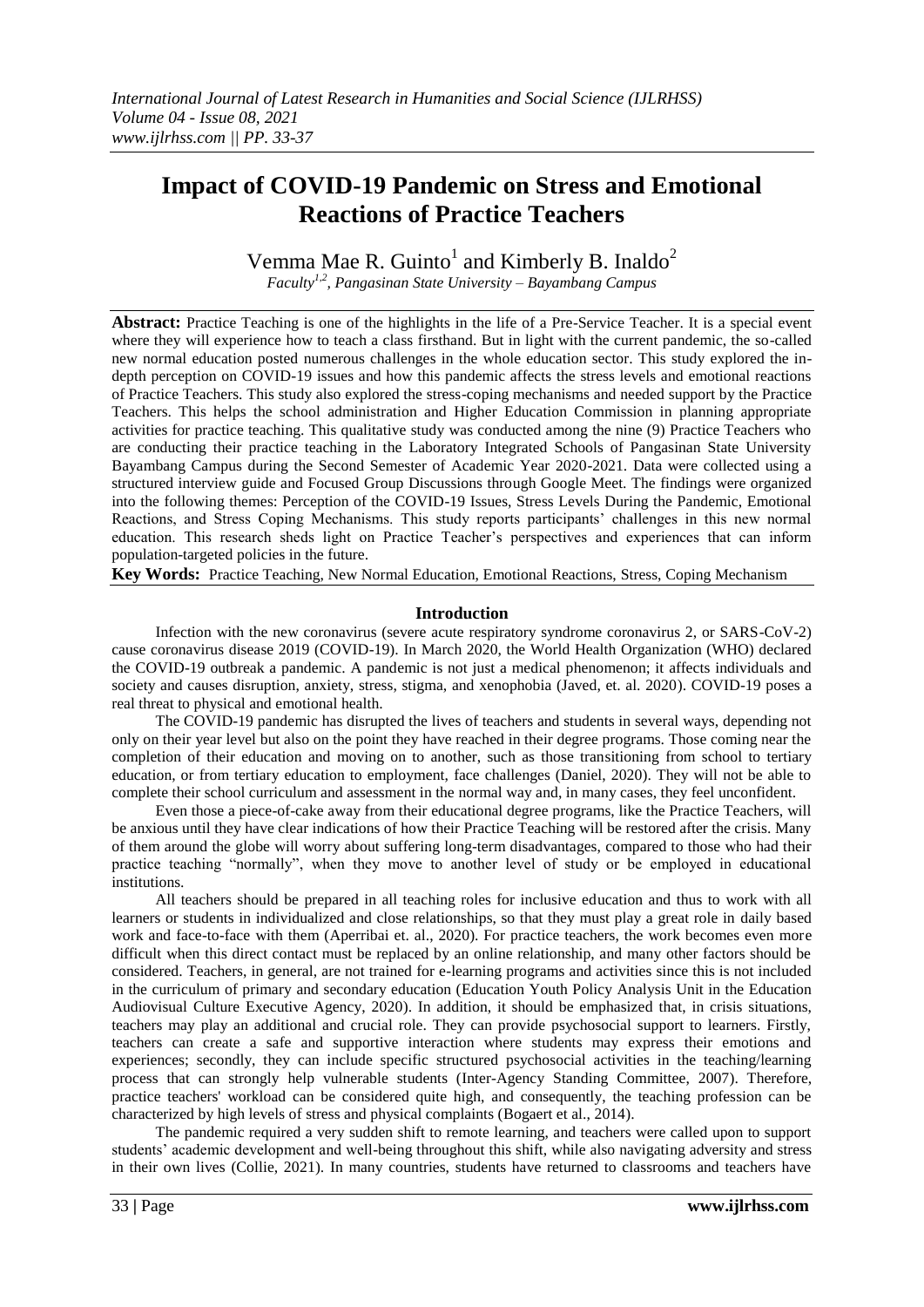# Impact of COVID-19 Pandemic on Stress and Emotional Reactions of Practice Teachers

Vemma Mae R. Guinto[1] and Kimberly B. Inaldo[2]

*Faculty[1,2], Pangasinan State University – Bayambang Campus*

**Abstract:** Practice Teaching is one of the highlights in the life of a Pre-Service Teacher. It is a special event where they will experience how to teach a class firsthand. But in light with the current pandemic, the so-called new normal education posted numerous challenges in the whole education sector. This study explored the in-depth perception on COVID-19 issues and how this pandemic affects the stress levels and emotional reactions of Practice Teachers. This study also explored the stress-coping mechanisms and needed support by the Practice Teachers. This helps the school administration and Higher Education Commission in planning appropriate activities for practice teaching. This qualitative study was conducted among the nine (9) Practice Teachers who are conducting their practice teaching in the Laboratory Integrated Schools of Pangasinan State University Bayambang Campus during the Second Semester of Academic Year 2020-2021. Data were collected using a structured interview guide and Focused Group Discussions through Google Meet. The findings were organized into the following themes: Perception of the COVID-19 Issues, Stress Levels During the Pandemic, Emotional Reactions, and Stress Coping Mechanisms. This study reports participants' challenges in this new normal education. This research sheds light on Practice Teacher's perspectives and experiences that can inform population-targeted policies in the future.

**Key Words:** Practice Teaching, New Normal Education, Emotional Reactions, Stress, Coping Mechanism

## Introduction

Infection with the new coronavirus (severe acute respiratory syndrome coronavirus 2, or SARS-CoV-2) cause coronavirus disease 2019 (COVID-19). In March 2020, the World Health Organization (WHO) declared the COVID-19 outbreak a pandemic. A pandemic is not just a medical phenomenon; it affects individuals and society and causes disruption, anxiety, stress, stigma, and xenophobia (Javed, et. al. 2020). COVID-19 poses a real threat to physical and emotional health.

The COVID-19 pandemic has disrupted the lives of teachers and students in several ways, depending not only on their year level but also on the point they have reached in their degree programs. Those coming near the completion of their education and moving on to another, such as those transitioning from school to tertiary education, or from tertiary education to employment, face challenges (Daniel, 2020). They will not be able to complete their school curriculum and assessment in the normal way and, in many cases, they feel unconfident.

Even those a piece-of-cake away from their educational degree programs, like the Practice Teachers, will be anxious until they have clear indications of how their Practice Teaching will be restored after the crisis. Many of them around the globe will worry about suffering long-term disadvantages, compared to those who had their practice teaching "normally", when they move to another level of study or be employed in educational institutions.

All teachers should be prepared in all teaching roles for inclusive education and thus to work with all learners or students in individualized and close relationships, so that they must play a great role in daily based work and face-to-face with them (Aperribai et. al., 2020). For practice teachers, the work becomes even more difficult when this direct contact must be replaced by an online relationship, and many other factors should be considered. Teachers, in general, are not trained for e-learning programs and activities since this is not included in the curriculum of primary and secondary education (Education Youth Policy Analysis Unit in the Education Audiovisual Culture Executive Agency, 2020). In addition, it should be emphasized that, in crisis situations, teachers may play an additional and crucial role. They can provide psychosocial support to learners. Firstly, teachers can create a safe and supportive interaction where students may express their emotions and experiences; secondly, they can include specific structured psychosocial activities in the teaching/learning process that can strongly help vulnerable students (Inter-Agency Standing Committee, 2007). Therefore, practice teachers' workload can be considered quite high, and consequently, the teaching profession can be characterized by high levels of stress and physical complaints (Bogaert et al., 2014).

The pandemic required a very sudden shift to remote learning, and teachers were called upon to support students' academic development and well-being throughout this shift, while also navigating adversity and stress in their own lives (Collie, 2021). In many countries, students have returned to classrooms and teachers have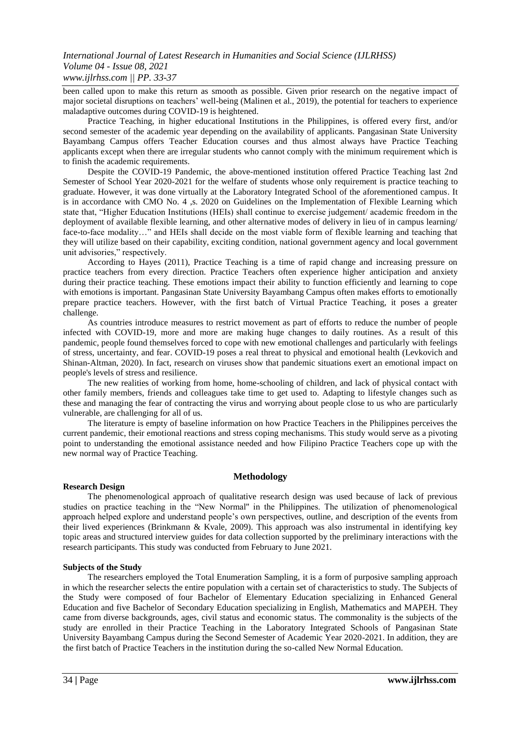been called upon to make this return as smooth as possible. Given prior research on the negative impact of major societal disruptions on teachers' well-being (Malinen et al., 2019), the potential for teachers to experience maladaptive outcomes during COVID-19 is heightened.

Practice Teaching, in higher educational Institutions in the Philippines, is offered every first, and/or second semester of the academic year depending on the availability of applicants. Pangasinan State University Bayambang Campus offers Teacher Education courses and thus almost always have Practice Teaching applicants except when there are irregular students who cannot comply with the minimum requirement which is to finish the academic requirements.

Despite the COVID-19 Pandemic, the above-mentioned institution offered Practice Teaching last 2nd Semester of School Year 2020-2021 for the welfare of students whose only requirement is practice teaching to graduate. However, it was done virtually at the Laboratory Integrated School of the aforementioned campus. It is in accordance with CMO No. 4 ,s. 2020 on Guidelines on the Implementation of Flexible Learning which state that, "Higher Education Institutions (HEIs) shall continue to exercise judgement/ academic freedom in the deployment of available flexible learning, and other alternative modes of delivery in lieu of in campus learning/ face-to-face modality…" and HEIs shall decide on the most viable form of flexible learning and teaching that they will utilize based on their capability, exciting condition, national government agency and local government unit advisories," respectively.

According to Hayes (2011), Practice Teaching is a time of rapid change and increasing pressure on practice teachers from every direction. Practice Teachers often experience higher anticipation and anxiety during their practice teaching. These emotions impact their ability to function efficiently and learning to cope with emotions is important. Pangasinan State University Bayambang Campus often makes efforts to emotionally prepare practice teachers. However, with the first batch of Virtual Practice Teaching, it poses a greater challenge.

As countries introduce measures to restrict movement as part of efforts to reduce the number of people infected with COVID-19, more and more are making huge changes to daily routines. As a result of this pandemic, people found themselves forced to cope with new emotional challenges and particularly with feelings of stress, uncertainty, and fear. COVID-19 poses a real threat to physical and emotional health (Levkovich and Shinan-Altman, 2020). In fact, research on viruses show that pandemic situations exert an emotional impact on people's levels of stress and resilience.

The new realities of working from home, home-schooling of children, and lack of physical contact with other family members, friends and colleagues take time to get used to. Adapting to lifestyle changes such as these and managing the fear of contracting the virus and worrying about people close to us who are particularly vulnerable, are challenging for all of us.

The literature is empty of baseline information on how Practice Teachers in the Philippines perceives the current pandemic, their emotional reactions and stress coping mechanisms. This study would serve as a pivoting point to understanding the emotional assistance needed and how Filipino Practice Teachers cope up with the new normal way of Practice Teaching.

## Methodology

### Research Design

The phenomenological approach of qualitative research design was used because of lack of previous studies on practice teaching in the "New Normal" in the Philippines. The utilization of phenomenological approach helped explore and understand people's own perspectives, outline, and description of the events from their lived experiences (Brinkmann & Kvale, 2009). This approach was also instrumental in identifying key topic areas and structured interview guides for data collection supported by the preliminary interactions with the research participants. This study was conducted from February to June 2021.

### Subjects of the Study

The researchers employed the Total Enumeration Sampling, it is a form of purposive sampling approach in which the researcher selects the entire population with a certain set of characteristics to study. The Subjects of the Study were composed of four Bachelor of Elementary Education specializing in Enhanced General Education and five Bachelor of Secondary Education specializing in English, Mathematics and MAPEH. They came from diverse backgrounds, ages, civil status and economic status. The commonality is the subjects of the study are enrolled in their Practice Teaching in the Laboratory Integrated Schools of Pangasinan State University Bayambang Campus during the Second Semester of Academic Year 2020-2021. In addition, they are the first batch of Practice Teachers in the institution during the so-called New Normal Education.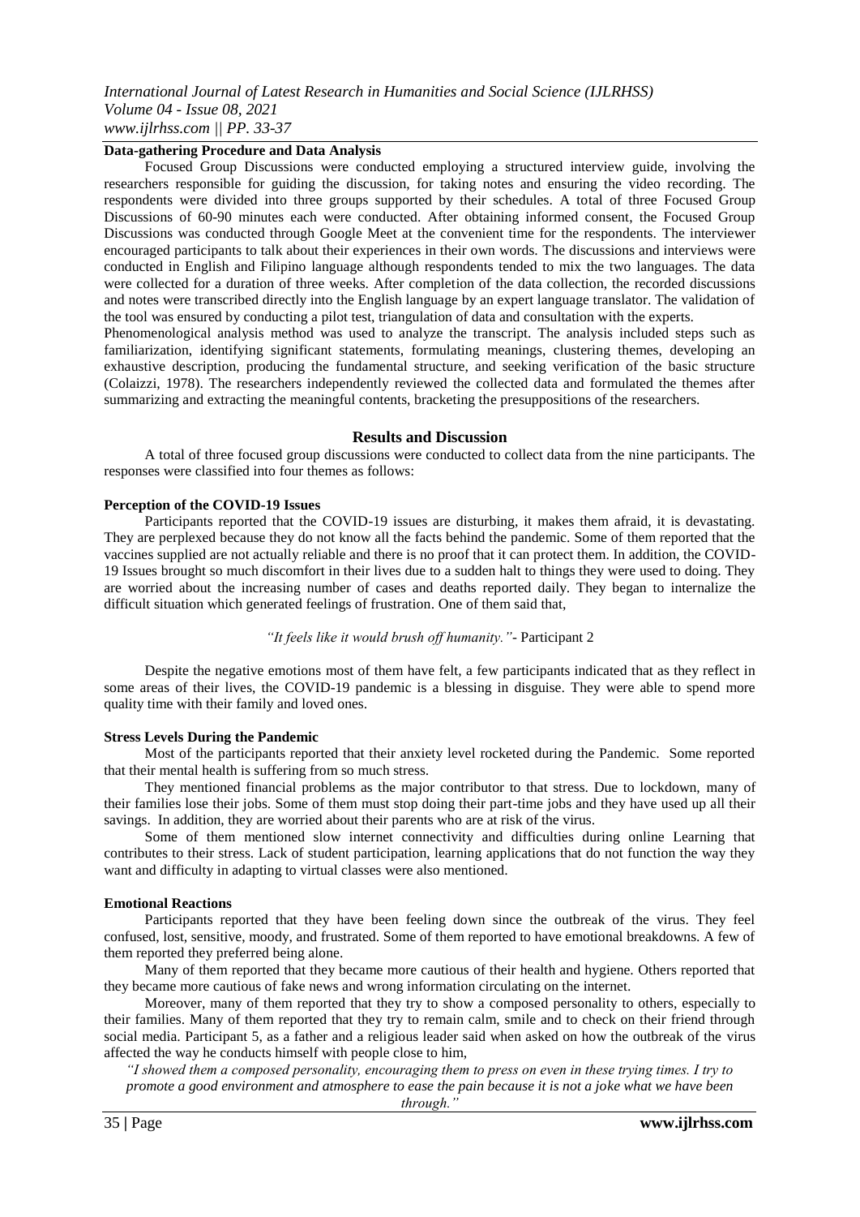**Data-gathering Procedure and Data Analysis**

Focused Group Discussions were conducted employing a structured interview guide, involving the researchers responsible for guiding the discussion, for taking notes and ensuring the video recording. The respondents were divided into three groups supported by their schedules. A total of three Focused Group Discussions of 60-90 minutes each were conducted. After obtaining informed consent, the Focused Group Discussions was conducted through Google Meet at the convenient time for the respondents. The interviewer encouraged participants to talk about their experiences in their own words. The discussions and interviews were conducted in English and Filipino language although respondents tended to mix the two languages. The data were collected for a duration of three weeks. After completion of the data collection, the recorded discussions and notes were transcribed directly into the English language by an expert language translator. The validation of the tool was ensured by conducting a pilot test, triangulation of data and consultation with the experts.

Phenomenological analysis method was used to analyze the transcript. The analysis included steps such as familiarization, identifying significant statements, formulating meanings, clustering themes, developing an exhaustive description, producing the fundamental structure, and seeking verification of the basic structure (Colaizzi, 1978). The researchers independently reviewed the collected data and formulated the themes after summarizing and extracting the meaningful contents, bracketing the presuppositions of the researchers.

## Results and Discussion

A total of three focused group discussions were conducted to collect data from the nine participants. The responses were classified into four themes as follows:

**Perception of the COVID-19 Issues**

Participants reported that the COVID-19 issues are disturbing, it makes them afraid, it is devastating. They are perplexed because they do not know all the facts behind the pandemic. Some of them reported that the vaccines supplied are not actually reliable and there is no proof that it can protect them. In addition, the COVID-19 Issues brought so much discomfort in their lives due to a sudden halt to things they were used to doing. They are worried about the increasing number of cases and deaths reported daily. They began to internalize the difficult situation which generated feelings of frustration. One of them said that,

*"It feels like it would brush off humanity."*- Participant 2

Despite the negative emotions most of them have felt, a few participants indicated that as they reflect in some areas of their lives, the COVID-19 pandemic is a blessing in disguise. They were able to spend more quality time with their family and loved ones.

**Stress Levels During the Pandemic**

Most of the participants reported that their anxiety level rocketed during the Pandemic. Some reported that their mental health is suffering from so much stress.

They mentioned financial problems as the major contributor to that stress. Due to lockdown, many of their families lose their jobs. Some of them must stop doing their part-time jobs and they have used up all their savings. In addition, they are worried about their parents who are at risk of the virus.

Some of them mentioned slow internet connectivity and difficulties during online Learning that contributes to their stress. Lack of student participation, learning applications that do not function the way they want and difficulty in adapting to virtual classes were also mentioned.

**Emotional Reactions**

Participants reported that they have been feeling down since the outbreak of the virus. They feel confused, lost, sensitive, moody, and frustrated. Some of them reported to have emotional breakdowns. A few of them reported they preferred being alone.

Many of them reported that they became more cautious of their health and hygiene. Others reported that they became more cautious of fake news and wrong information circulating on the internet.

Moreover, many of them reported that they try to show a composed personality to others, especially to their families. Many of them reported that they try to remain calm, smile and to check on their friend through social media. Participant 5, as a father and a religious leader said when asked on how the outbreak of the virus affected the way he conducts himself with people close to him,

*"I showed them a composed personality, encouraging them to press on even in these trying times. I try to promote a good environment and atmosphere to ease the pain because it is not a joke what we have been through."*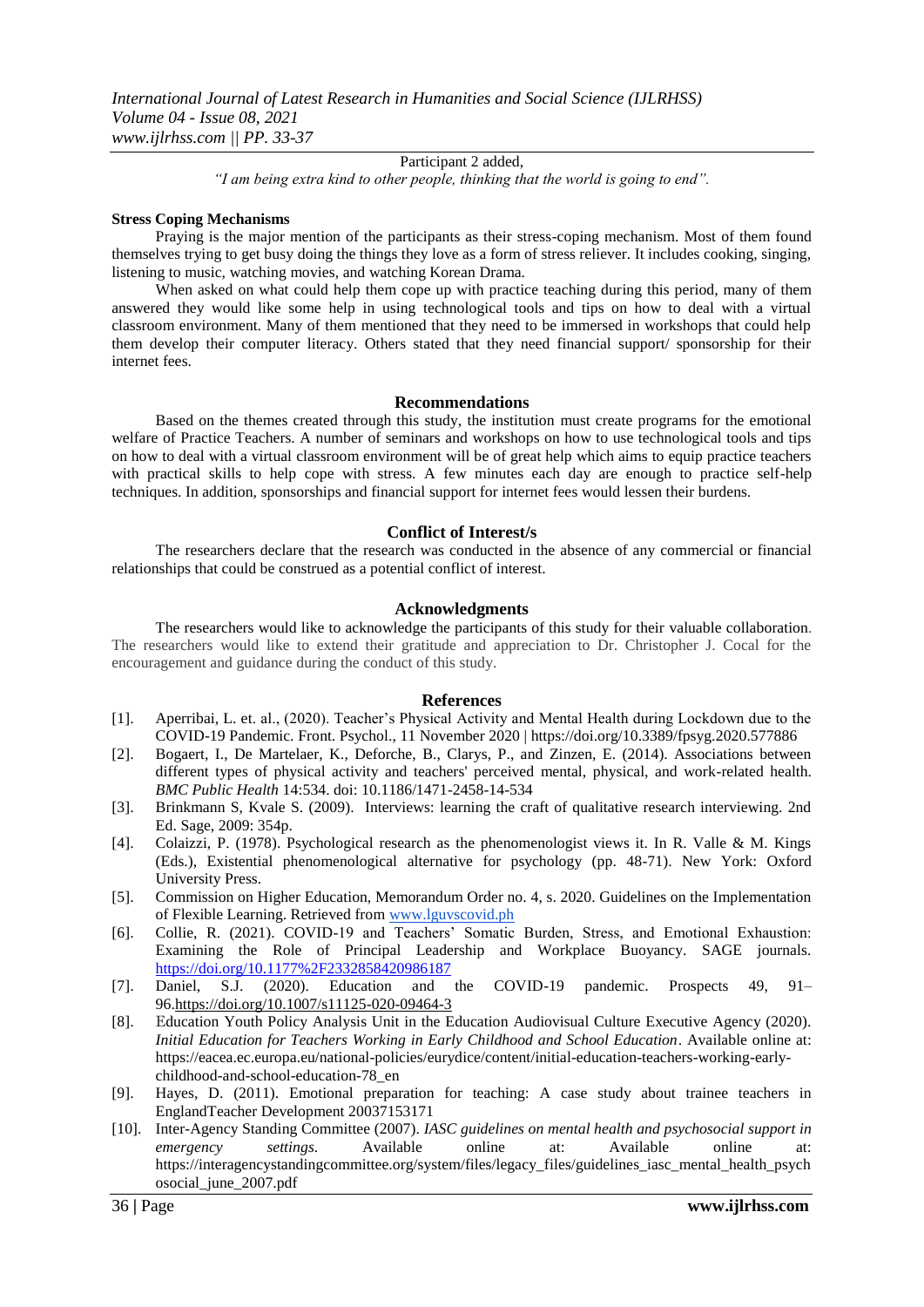Participant 2 added,

*"I am being extra kind to other people, thinking that the world is going to end".*

**Stress Coping Mechanisms**

Praying is the major mention of the participants as their stress-coping mechanism. Most of them found themselves trying to get busy doing the things they love as a form of stress reliever. It includes cooking, singing, listening to music, watching movies, and watching Korean Drama.

When asked on what could help them cope up with practice teaching during this period, many of them answered they would like some help in using technological tools and tips on how to deal with a virtual classroom environment. Many of them mentioned that they need to be immersed in workshops that could help them develop their computer literacy. Others stated that they need financial support/ sponsorship for their internet fees.

## Recommendations

Based on the themes created through this study, the institution must create programs for the emotional welfare of Practice Teachers. A number of seminars and workshops on how to use technological tools and tips on how to deal with a virtual classroom environment will be of great help which aims to equip practice teachers with practical skills to help cope with stress. A few minutes each day are enough to practice self-help techniques. In addition, sponsorships and financial support for internet fees would lessen their burdens.

## Conflict of Interest/s

The researchers declare that the research was conducted in the absence of any commercial or financial relationships that could be construed as a potential conflict of interest.

## Acknowledgments

The researchers would like to acknowledge the participants of this study for their valuable collaboration. The researchers would like to extend their gratitude and appreciation to Dr. Christopher J. Cocal for the encouragement and guidance during the conduct of this study.

## References

[1]. Aperribai, L. et. al., (2020). Teacher's Physical Activity and Mental Health during Lockdown due to the COVID-19 Pandemic. Front. Psychol., 11 November 2020 | https://doi.org/10.3389/fpsyg.2020.577886

[2]. Bogaert, I., De Martelaer, K., Deforche, B., Clarys, P., and Zinzen, E. (2014). Associations between different types of physical activity and teachers' perceived mental, physical, and work-related health. *BMC Public Health* 14:534. doi: 10.1186/1471-2458-14-534

[3]. Brinkmann S, Kvale S. (2009). Interviews: learning the craft of qualitative research interviewing. 2nd Ed. Sage, 2009: 354p.

[4]. Colaizzi, P. (1978). Psychological research as the phenomenologist views it. In R. Valle & M. Kings (Eds.), Existential phenomenological alternative for psychology (pp. 48-71). New York: Oxford University Press.

[5]. Commission on Higher Education, Memorandum Order no. 4, s. 2020. Guidelines on the Implementation of Flexible Learning. Retrieved from www.lguvscovid.ph

[6]. Collie, R. (2021). COVID-19 and Teachers' Somatic Burden, Stress, and Emotional Exhaustion: Examining the Role of Principal Leadership and Workplace Buoyancy. SAGE journals. https://doi.org/10.1177%2F2332858420986187

[7]. Daniel, S.J. (2020). Education and the COVID-19 pandemic. Prospects 49, 91–96.https://doi.org/10.1007/s11125-020-09464-3

[8]. Education Youth Policy Analysis Unit in the Education Audiovisual Culture Executive Agency (2020). *Initial Education for Teachers Working in Early Childhood and School Education*. Available online at: https://eacea.ec.europa.eu/national-policies/eurydice/content/initial-education-teachers-working-early-childhood-and-school-education-78_en

[9]. Hayes, D. (2011). Emotional preparation for teaching: A case study about trainee teachers in EnglandTeacher Development 20037153171

[10]. Inter-Agency Standing Committee (2007). *IASC guidelines on mental health and psychosocial support in emergency settings*. Available online at: Available online at: https://interagencystandingcommittee.org/system/files/legacy_files/guidelines_iasc_mental_health_psychosocial_june_2007.pdf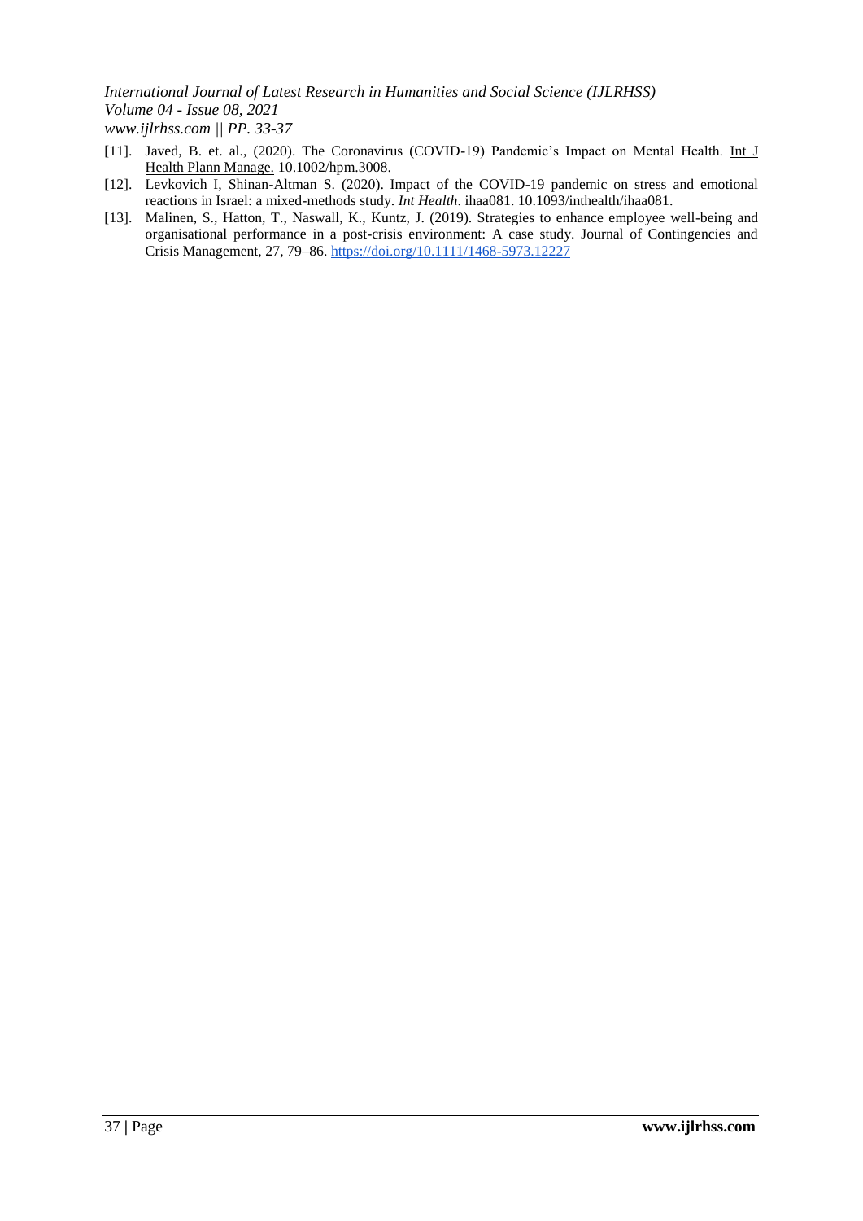[11]. Javed, B. et. al., (2020). The Coronavirus (COVID-19) Pandemic's Impact on Mental Health. Int J Health Plann Manage. 10.1002/hpm.3008.

[12]. Levkovich I, Shinan-Altman S. (2020). Impact of the COVID-19 pandemic on stress and emotional reactions in Israel: a mixed-methods study. *Int Health*. ihaa081. 10.1093/inthealth/ihaa081.

[13]. Malinen, S., Hatton, T., Naswall, K., Kuntz, J. (2019). Strategies to enhance employee well-being and organisational performance in a post-crisis environment: A case study. Journal of Contingencies and Crisis Management, 27, 79–86. https://doi.org/10.1111/1468-5973.12227